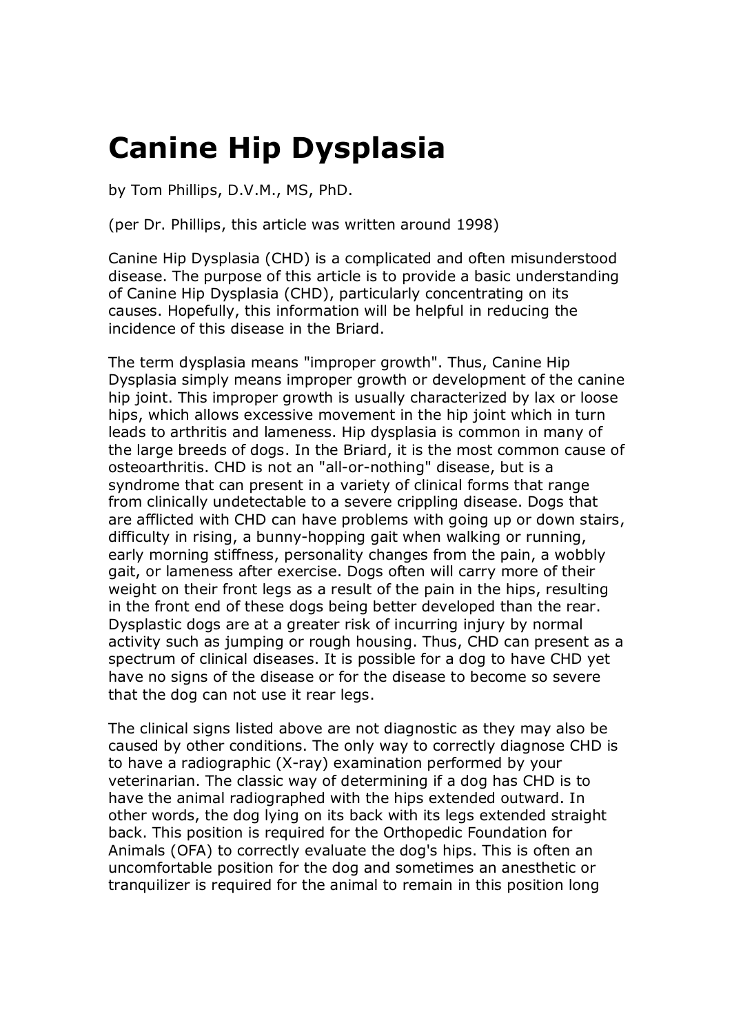# Canine Hip Dysplasia

by Tom Phillips, D.V.M., MS, PhD.

(per Dr. Phillips, this article was written around 1998)

Canine Hip Dysplasia (CHD) is a complicated and often misunderstood disease. The purpose of this article is to provide a basic understanding of Canine Hip Dysplasia (CHD), particularly concentrating on its causes. Hopefully, this information will be helpful in reducing the incidence of this disease in the Briard.

The term dysplasia means "improper growth". Thus, Canine Hip Dysplasia simply means improper growth or development of the canine hip joint. This improper growth is usually characterized by lax or loose hips, which allows excessive movement in the hip joint which in turn leads to arthritis and lameness. Hip dysplasia is common in many of the large breeds of dogs. In the Briard, it is the most common cause of osteoarthritis. CHD is not an "all-or-nothing" disease, but is a syndrome that can present in a variety of clinical forms that range from clinically undetectable to a severe crippling disease. Dogs that are afflicted with CHD can have problems with going up or down stairs, difficulty in rising, a bunny-hopping gait when walking or running, early morning stiffness, personality changes from the pain, a wobbly gait, or lameness after exercise. Dogs often will carry more of their weight on their front legs as a result of the pain in the hips, resulting in the front end of these dogs being better developed than the rear. Dysplastic dogs are at a greater risk of incurring injury by normal activity such as jumping or rough housing. Thus, CHD can present as a spectrum of clinical diseases. It is possible for a dog to have CHD yet have no signs of the disease or for the disease to become so severe that the dog can not use it rear legs.

The clinical signs listed above are not diagnostic as they may also be caused by other conditions. The only way to correctly diagnose CHD is to have a radiographic (X-ray) examination performed by your veterinarian. The classic way of determining if a dog has CHD is to have the animal radiographed with the hips extended outward. In other words, the dog lying on its back with its legs extended straight back. This position is required for the Orthopedic Foundation for Animals (OFA) to correctly evaluate the dog's hips. This is often an uncomfortable position for the dog and sometimes an anesthetic or tranquilizer is required for the animal to remain in this position long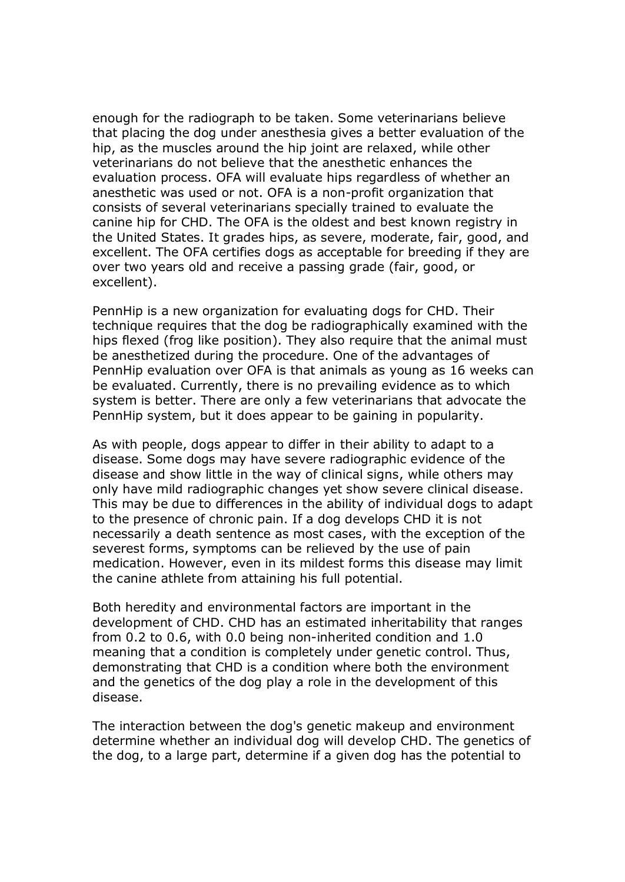enough for the radiograph to be taken. Some veterinarians believe that placing the dog under anesthesia gives a better evaluation of the hip, as the muscles around the hip joint are relaxed, while other veterinarians do not believe that the anesthetic enhances the evaluation process. OFA will evaluate hips regardless of whether an anesthetic was used or not. OFA is a non-profit organization that consists of several veterinarians specially trained to evaluate the canine hip for CHD. The OFA is the oldest and best known registry in the United States. It grades hips, as severe, moderate, fair, good, and excellent. The OFA certifies dogs as acceptable for breeding if they are over two years old and receive a passing grade (fair, good, or excellent).

PennHip is a new organization for evaluating dogs for CHD. Their technique requires that the dog be radiographically examined with the hips flexed (frog like position). They also require that the animal must be anesthetized during the procedure. One of the advantages of PennHip evaluation over OFA is that animals as young as 16 weeks can be evaluated. Currently, there is no prevailing evidence as to which system is better. There are only a few veterinarians that advocate the PennHip system, but it does appear to be gaining in popularity.

As with people, dogs appear to differ in their ability to adapt to a disease. Some dogs may have severe radiographic evidence of the disease and show little in the way of clinical signs, while others may only have mild radiographic changes yet show severe clinical disease. This may be due to differences in the ability of individual dogs to adapt to the presence of chronic pain. If a dog develops CHD it is not necessarily a death sentence as most cases, with the exception of the severest forms, symptoms can be relieved by the use of pain medication. However, even in its mildest forms this disease may limit the canine athlete from attaining his full potential.

Both heredity and environmental factors are important in the development of CHD. CHD has an estimated inheritability that ranges from 0.2 to 0.6, with 0.0 being non-inherited condition and 1.0 meaning that a condition is completely under genetic control. Thus, demonstrating that CHD is a condition where both the environment and the genetics of the dog play a role in the development of this disease.

The interaction between the dog's genetic makeup and environment determine whether an individual dog will develop CHD. The genetics of the dog, to a large part, determine if a given dog has the potential to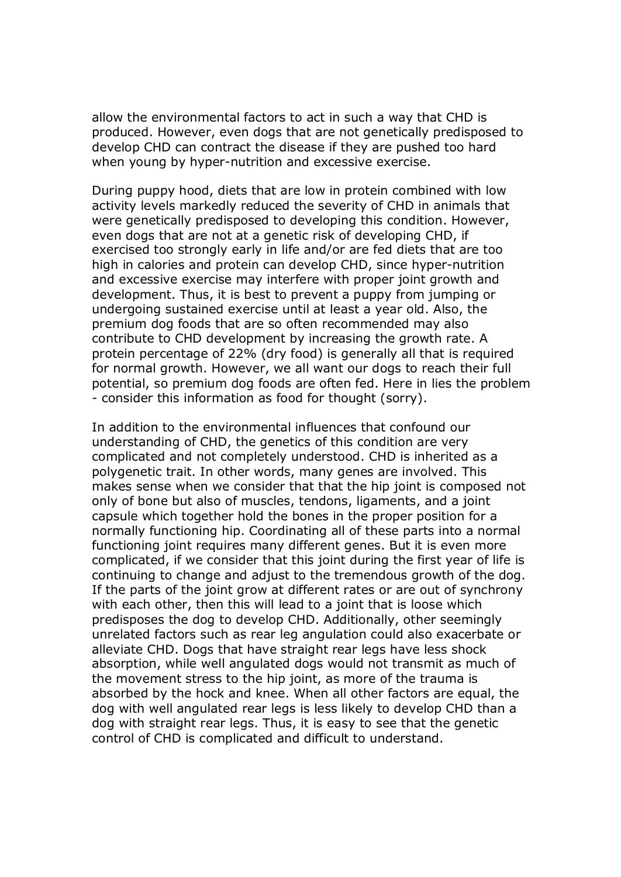allow the environmental factors to act in such a way that CHD is produced. However, even dogs that are not genetically predisposed to develop CHD can contract the disease if they are pushed too hard when young by hyper-nutrition and excessive exercise.

During puppy hood, diets that are low in protein combined with low activity levels markedly reduced the severity of CHD in animals that were genetically predisposed to developing this condition. However, even dogs that are not at a genetic risk of developing CHD, if exercised too strongly early in life and/or are fed diets that are too high in calories and protein can develop CHD, since hyper-nutrition and excessive exercise may interfere with proper joint growth and development. Thus, it is best to prevent a puppy from jumping or undergoing sustained exercise until at least a year old. Also, the premium dog foods that are so often recommended may also contribute to CHD development by increasing the growth rate. A protein percentage of 22% (dry food) is generally all that is required for normal growth. However, we all want our dogs to reach their full potential, so premium dog foods are often fed. Here in lies the problem - consider this information as food for thought (sorry).

In addition to the environmental influences that confound our understanding of CHD, the genetics of this condition are very complicated and not completely understood. CHD is inherited as a polygenetic trait. In other words, many genes are involved. This makes sense when we consider that that the hip joint is composed not only of bone but also of muscles, tendons, ligaments, and a joint capsule which together hold the bones in the proper position for a normally functioning hip. Coordinating all of these parts into a normal functioning joint requires many different genes. But it is even more complicated, if we consider that this joint during the first year of life is continuing to change and adjust to the tremendous growth of the dog. If the parts of the joint grow at different rates or are out of synchrony with each other, then this will lead to a joint that is loose which predisposes the dog to develop CHD. Additionally, other seemingly unrelated factors such as rear leg angulation could also exacerbate or alleviate CHD. Dogs that have straight rear legs have less shock absorption, while well angulated dogs would not transmit as much of the movement stress to the hip joint, as more of the trauma is absorbed by the hock and knee. When all other factors are equal, the dog with well angulated rear legs is less likely to develop CHD than a dog with straight rear legs. Thus, it is easy to see that the genetic control of CHD is complicated and difficult to understand.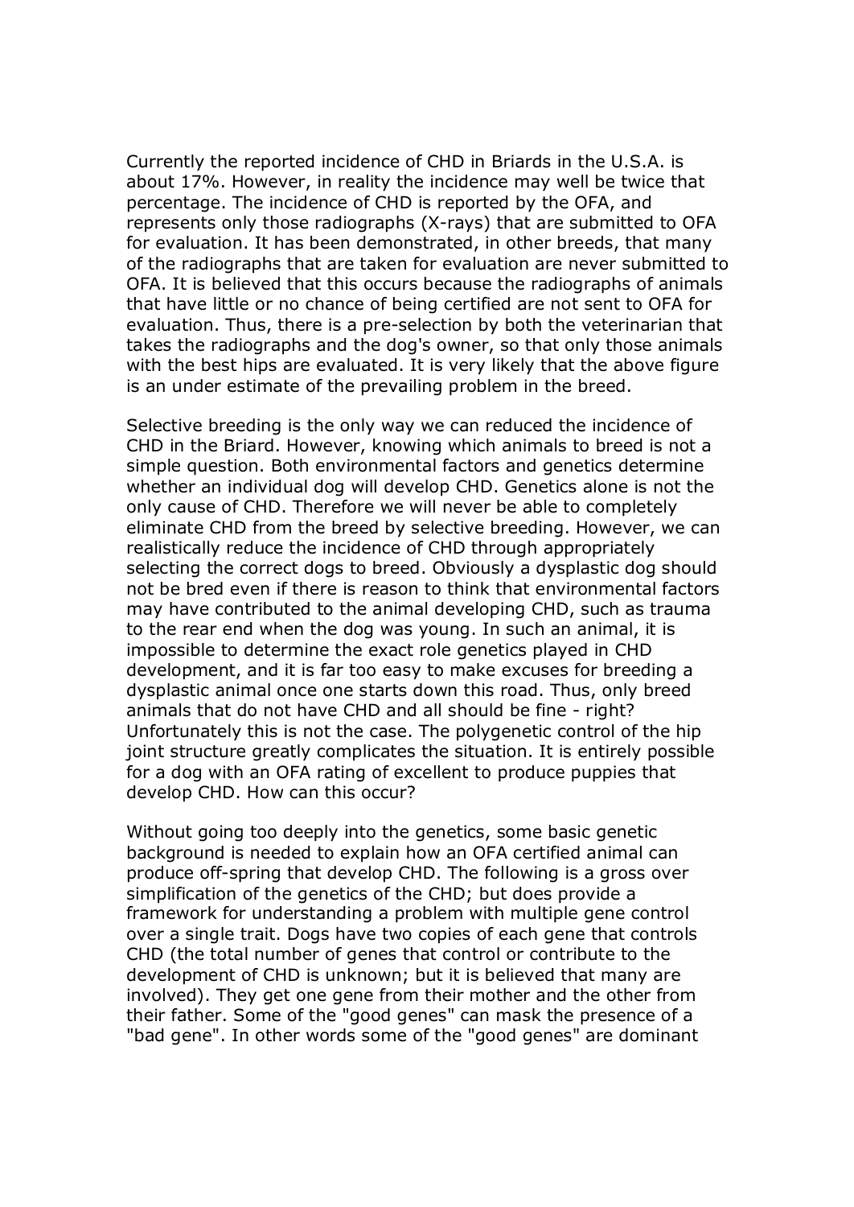Currently the reported incidence of CHD in Briards in the U.S.A. is about 17%. However, in reality the incidence may well be twice that percentage. The incidence of CHD is reported by the OFA, and represents only those radiographs (X-rays) that are submitted to OFA for evaluation. It has been demonstrated, in other breeds, that many of the radiographs that are taken for evaluation are never submitted to OFA. It is believed that this occurs because the radiographs of animals that have little or no chance of being certified are not sent to OFA for evaluation. Thus, there is a pre-selection by both the veterinarian that takes the radiographs and the dog's owner, so that only those animals with the best hips are evaluated. It is very likely that the above figure is an under estimate of the prevailing problem in the breed.

Selective breeding is the only way we can reduced the incidence of CHD in the Briard. However, knowing which animals to breed is not a simple question. Both environmental factors and genetics determine whether an individual dog will develop CHD. Genetics alone is not the only cause of CHD. Therefore we will never be able to completely eliminate CHD from the breed by selective breeding. However, we can realistically reduce the incidence of CHD through appropriately selecting the correct dogs to breed. Obviously a dysplastic dog should not be bred even if there is reason to think that environmental factors may have contributed to the animal developing CHD, such as trauma to the rear end when the dog was young. In such an animal, it is impossible to determine the exact role genetics played in CHD development, and it is far too easy to make excuses for breeding a dysplastic animal once one starts down this road. Thus, only breed animals that do not have CHD and all should be fine - right? Unfortunately this is not the case. The polygenetic control of the hip joint structure greatly complicates the situation. It is entirely possible for a dog with an OFA rating of excellent to produce puppies that develop CHD. How can this occur?

Without going too deeply into the genetics, some basic genetic background is needed to explain how an OFA certified animal can produce off-spring that develop CHD. The following is a gross over simplification of the genetics of the CHD; but does provide a framework for understanding a problem with multiple gene control over a single trait. Dogs have two copies of each gene that controls CHD (the total number of genes that control or contribute to the development of CHD is unknown; but it is believed that many are involved). They get one gene from their mother and the other from their father. Some of the "good genes" can mask the presence of a "bad gene". In other words some of the "good genes" are dominant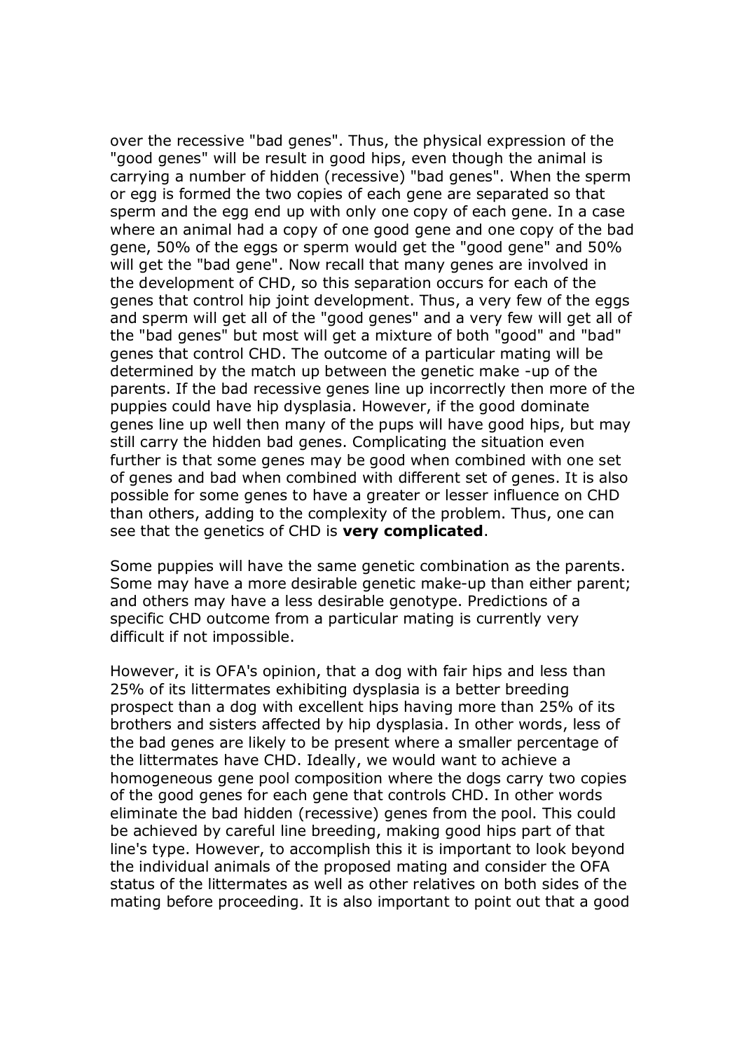over the recessive "bad genes". Thus, the physical expression of the "good genes" will be result in good hips, even though the animal is carrying a number of hidden (recessive) "bad genes". When the sperm or egg is formed the two copies of each gene are separated so that sperm and the egg end up with only one copy of each gene. In a case where an animal had a copy of one good gene and one copy of the bad gene, 50% of the eggs or sperm would get the "good gene" and 50% will get the "bad gene". Now recall that many genes are involved in the development of CHD, so this separation occurs for each of the genes that control hip joint development. Thus, a very few of the eggs and sperm will get all of the "good genes" and a very few will get all of the "bad genes" but most will get a mixture of both "good" and "bad" genes that control CHD. The outcome of a particular mating will be determined by the match up between the genetic make -up of the parents. If the bad recessive genes line up incorrectly then more of the puppies could have hip dysplasia. However, if the good dominate genes line up well then many of the pups will have good hips, but may still carry the hidden bad genes. Complicating the situation even further is that some genes may be good when combined with one set of genes and bad when combined with different set of genes. It is also possible for some genes to have a greater or lesser influence on CHD than others, adding to the complexity of the problem. Thus, one can see that the genetics of CHD is **very complicated**.

Some puppies will have the same genetic combination as the parents. Some may have a more desirable genetic make-up than either parent; and others may have a less desirable genotype. Predictions of a specific CHD outcome from a particular mating is currently very difficult if not impossible.

However, it is OFA's opinion, that a dog with fair hips and less than 25% of its littermates exhibiting dysplasia is a better breeding prospect than a dog with excellent hips having more than 25% of its brothers and sisters affected by hip dysplasia. In other words, less of the bad genes are likely to be present where a smaller percentage of the littermates have CHD. Ideally, we would want to achieve a homogeneous gene pool composition where the dogs carry two copies of the good genes for each gene that controls CHD. In other words eliminate the bad hidden (recessive) genes from the pool. This could be achieved by careful line breeding, making good hips part of that line's type. However, to accomplish this it is important to look beyond the individual animals of the proposed mating and consider the OFA status of the littermates as well as other relatives on both sides of the mating before proceeding. It is also important to point out that a good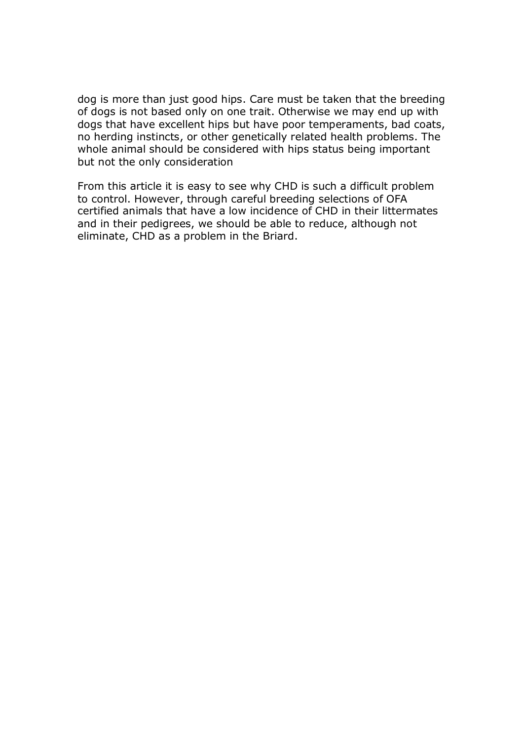dog is more than just good hips. Care must be taken that the breeding of dogs is not based only on one trait. Otherwise we may end up with dogs that have excellent hips but have poor temperaments, bad coats, no herding instincts, or other genetically related health problems. The whole animal should be considered with hips status being important but not the only consideration

From this article it is easy to see why CHD is such a difficult problem to control. However, through careful breeding selections of OFA certified animals that have a low incidence of CHD in their littermates and in their pedigrees, we should be able to reduce, although not eliminate, CHD as a problem in the Briard.